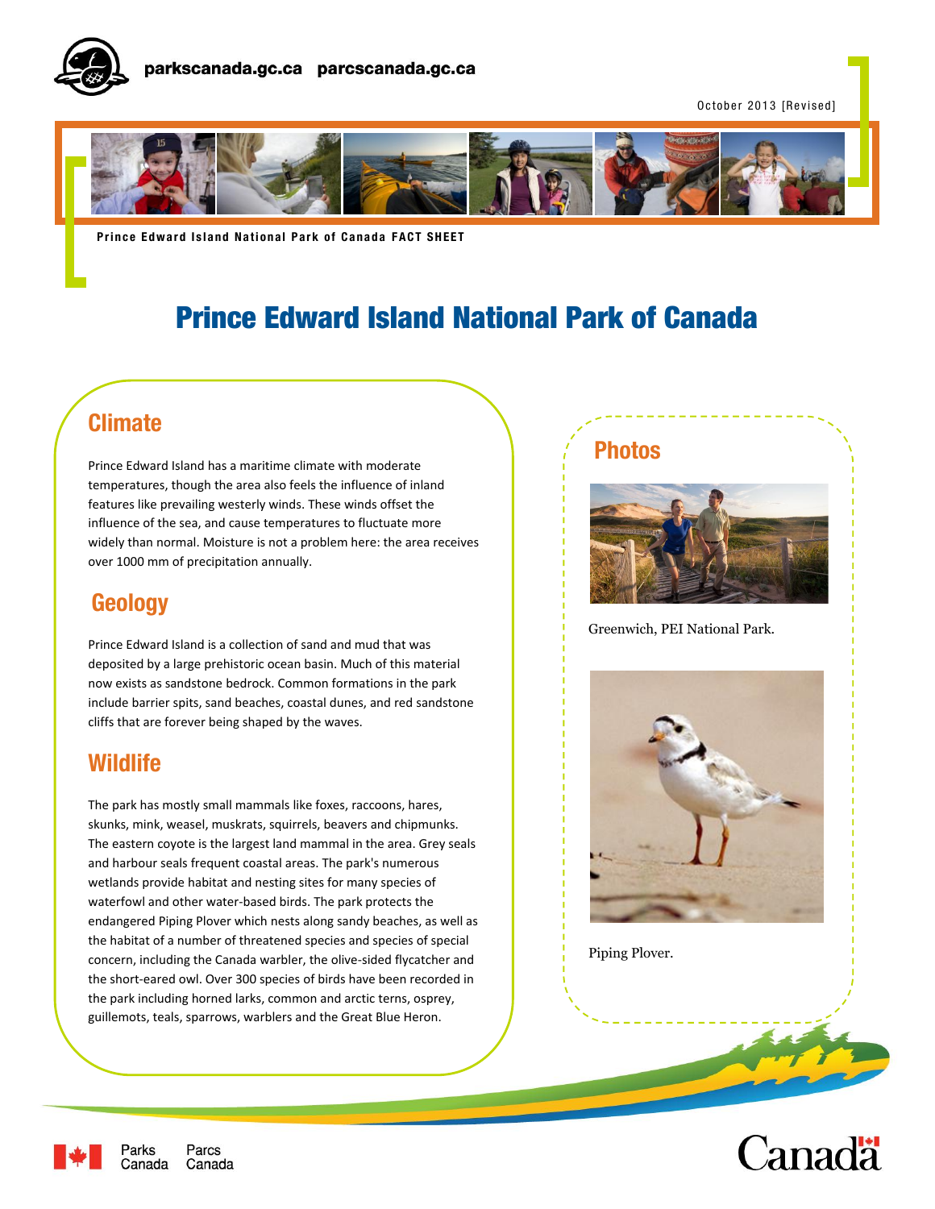parkscanada.gc.ca parcscanada.gc.ca

October 2013 [Revised]

**Prince Edward Island National Park of Canada FACT SHEET**

# Prince Edward Island National Park of Canada

## Climate

Prince Edward Island has a maritime climate with moderate temperatures, though the area also feels the influence of inland features like prevailing westerly winds. These winds offset the influence of the sea, and cause temperatures to fluctuate more widely than normal. Moisture is not a problem here: the area receives over 1000 mm of precipitation annually.

## Geology

Prince Edward Island is a collection of sand and mud that was deposited by a large prehistoric ocean basin. Much of this material now exists as sandstone bedrock. Common formations in the park include barrier spits, sand beaches, coastal dunes, and red sandstone cliffs that are forever being shaped by the waves.

## Wildlife

The park has mostly small mammals like foxes, raccoons, hares, skunks, mink, weasel, muskrats, squirrels, beavers and chipmunks. The eastern coyote is the largest land mammal in the area. Grey seals and harbour seals frequent coastal areas. The park's numerous wetlands provide habitat and nesting sites for many species of waterfowl and other water-based birds. The park protects the endangered Piping Plover which nests along sandy beaches, as well as the habitat of a number of threatened species and species of special concern, including the Canada warbler, the olive-sided flycatcher and the short-eared owl. Over 300 species of birds have been recorded in the park including horned larks, common and arctic terns, osprey, guillemots, teals, sparrows, warblers and the Great Blue Heron.

## Photos

Greenwich, PEI National Park.

Piping Plover.

Parks Canada Parcs Canada

Canada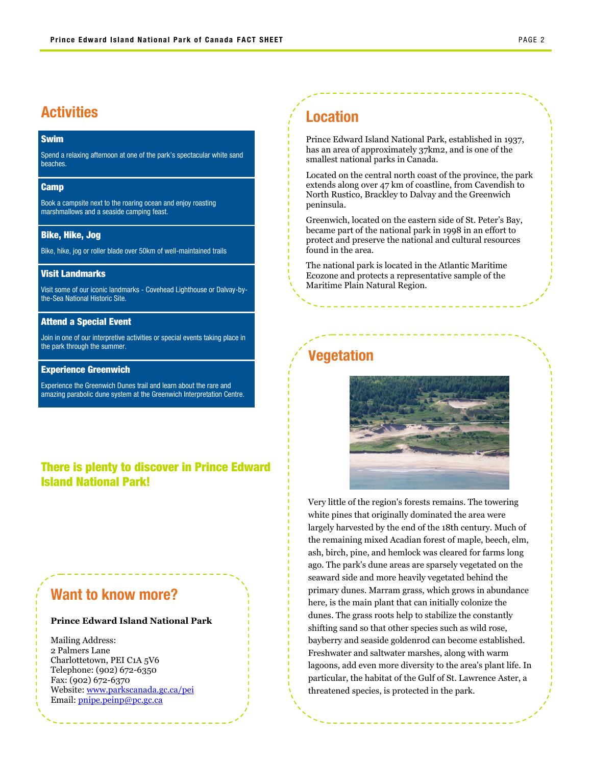## Activities

### Swim

Spend a relaxing afternoon at one of the park's spectacular white sand beaches.

### Camp

Book a campsite next to the roaring ocean and enjoy roasting marshmallows and a seaside camping feast.

### Bike, Hike, Jog

Bike, hike, jog or roller blade over 50km of well-maintained trails

### Visit Landmarks

Visit some of our iconic landmarks - Covehead Lighthouse or Dalvay-by-the-Sea National Historic Site.

### Attend a Special Event

Join in one of our interpretive activities or special events taking place in the park through the summer.

### Experience Greenwich

Experience the Greenwich Dunes trail and learn about the rare and amazing parabolic dune system at the Greenwich Interpretation Centre.

**There is plenty to discover in Prince Edward Island National Park!**

## Want to know more?

**Prince Edward Island National Park**

Mailing Address:
2 Palmers Lane
Charlottetown, PEI C1A 5V6
Telephone: (902) 672-6350
Fax: (902) 672-6370
Website: www.parkscanada.gc.ca/pei
Email: pnipe.peinp@pc.gc.ca

## Location

Prince Edward Island National Park, established in 1937, has an area of approximately 37km2, and is one of the smallest national parks in Canada.

Located on the central north coast of the province, the park extends along over 47 km of coastline, from Cavendish to North Rustico, Brackley to Dalvay and the Greenwich peninsula.

Greenwich, located on the eastern side of St. Peter's Bay, became part of the national park in 1998 in an effort to protect and preserve the national and cultural resources found in the area.

The national park is located in the Atlantic Maritime Ecozone and protects a representative sample of the Maritime Plain Natural Region.

## Vegetation

Very little of the region's forests remains. The towering white pines that originally dominated the area were largely harvested by the end of the 18th century. Much of the remaining mixed Acadian forest of maple, beech, elm, ash, birch, pine, and hemlock was cleared for farms long ago. The park's dune areas are sparsely vegetated on the seaward side and more heavily vegetated behind the primary dunes. Marram grass, which grows in abundance here, is the main plant that can initially colonize the dunes. The grass roots help to stabilize the constantly shifting sand so that other species such as wild rose, bayberry and seaside goldenrod can become established. Freshwater and saltwater marshes, along with warm lagoons, add even more diversity to the area's plant life. In particular, the habitat of the Gulf of St. Lawrence Aster, a threatened species, is protected in the park.